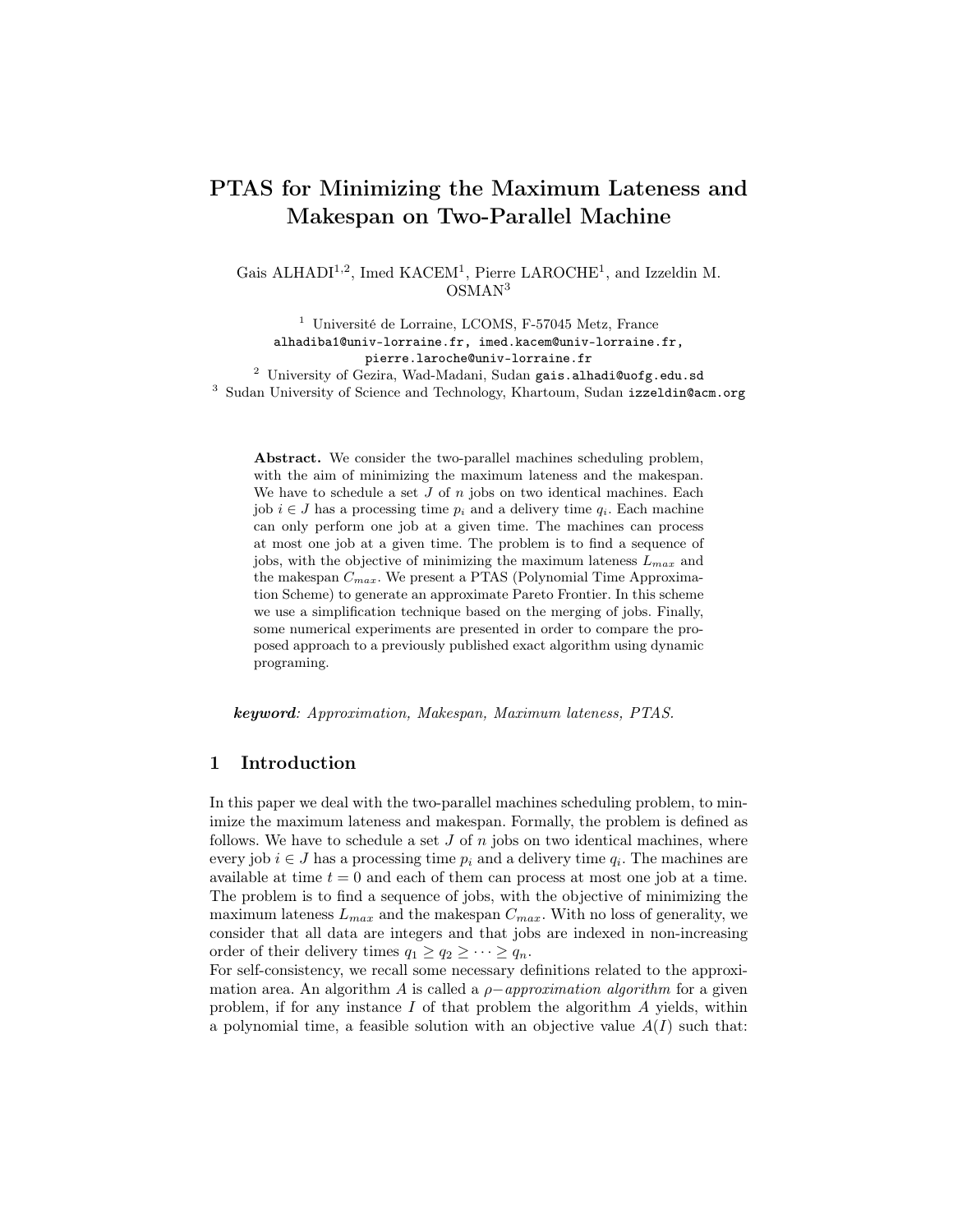# PTAS for Minimizing the Maximum Lateness and Makespan on Two-Parallel Machine

Gais ALHADI[1,2], Imed KACEM[1], Pierre LAROCHE[1], and Izzeldin M. OSMAN[3]

[1] Université de Lorraine, LCOMS, F-57045 Metz, France
alhadiba1@univ-lorraine.fr, imed.kacem@univ-lorraine.fr, pierre.laroche@univ-lorraine.fr
[2] University of Gezira, Wad-Madani, Sudan gais.alhadi@uofg.edu.sd
[3] Sudan University of Science and Technology, Khartoum, Sudan izzeldin@acm.org

**Abstract.** We consider the two-parallel machines scheduling problem, with the aim of minimizing the maximum lateness and the makespan. We have to schedule a set $J$ of $n$ jobs on two identical machines. Each job $i \in J$ has a processing time $p_i$ and a delivery time $q_i$. Each machine can only perform one job at a given time. The machines can process at most one job at a given time. The problem is to find a sequence of jobs, with the objective of minimizing the maximum lateness $L_{max}$ and the makespan $C_{max}$. We present a PTAS (Polynomial Time Approximation Scheme) to generate an approximate Pareto Frontier. In this scheme we use a simplification technique based on the merging of jobs. Finally, some numerical experiments are presented in order to compare the proposed approach to a previously published exact algorithm using dynamic programing.

***keyword***: *Approximation, Makespan, Maximum lateness, PTAS.*

## 1 Introduction

In this paper we deal with the two-parallel machines scheduling problem, to minimize the maximum lateness and makespan. Formally, the problem is defined as follows. We have to schedule a set $J$ of $n$ jobs on two identical machines, where every job $i \in J$ has a processing time $p_i$ and a delivery time $q_i$. The machines are available at time $t = 0$ and each of them can process at most one job at a time. The problem is to find a sequence of jobs, with the objective of minimizing the maximum lateness $L_{max}$ and the makespan $C_{max}$. With no loss of generality, we consider that all data are integers and that jobs are indexed in non-increasing order of their delivery times $q_1 \geq q_2 \geq \cdots \geq q_n$.

For self-consistency, we recall some necessary definitions related to the approximation area. An algorithm $A$ is called a $\rho-$*approximation algorithm* for a given problem, if for any instance $I$ of that problem the algorithm $A$ yields, within a polynomial time, a feasible solution with an objective value $A(I)$ such that: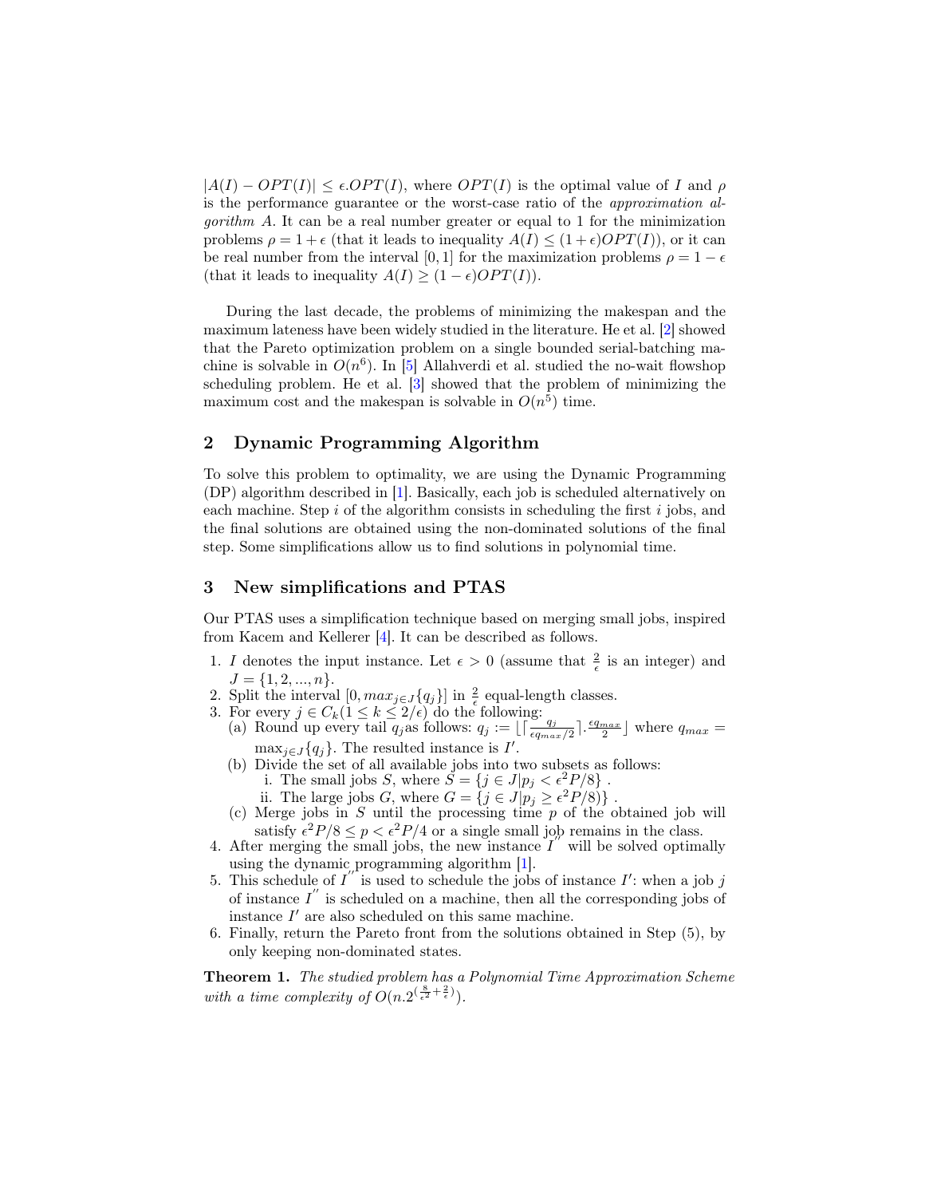$|A(I) - OPT(I)| \leq \epsilon.OPT(I)$, where $OPT(I)$ is the optimal value of $I$ and $\rho$ is the performance guarantee or the worst-case ratio of the *approximation algorithm A*. It can be a real number greater or equal to 1 for the minimization problems $\rho = 1 + \epsilon$ (that it leads to inequality $A(I) \leq (1 + \epsilon)OPT(I)$), or it can be real number from the interval $[0, 1]$ for the maximization problems $\rho = 1 - \epsilon$ (that it leads to inequality $A(I) \geq (1 - \epsilon)OPT(I)$).

During the last decade, the problems of minimizing the makespan and the maximum lateness have been widely studied in the literature. He et al. [2] showed that the Pareto optimization problem on a single bounded serial-batching machine is solvable in $O(n^6)$. In [5] Allahverdi et al. studied the no-wait flowshop scheduling problem. He et al. [3] showed that the problem of minimizing the maximum cost and the makespan is solvable in $O(n^5)$ time.

## 2 Dynamic Programming Algorithm

To solve this problem to optimality, we are using the Dynamic Programming (DP) algorithm described in [1]. Basically, each job is scheduled alternatively on each machine. Step $i$ of the algorithm consists in scheduling the first $i$ jobs, and the final solutions are obtained using the non-dominated solutions of the final step. Some simplifications allow us to find solutions in polynomial time.

## 3 New simplifications and PTAS

Our PTAS uses a simplification technique based on merging small jobs, inspired from Kacem and Kellerer [4]. It can be described as follows.

1. $I$ denotes the input instance. Let $\epsilon > 0$ (assume that $\frac{2}{\epsilon}$ is an integer) and $J = \{1, 2, ..., n\}$.
2. Split the interval $[0, max_{j \in J}\{q_j\}]$ in $\frac{2}{\epsilon}$ equal-length classes.
3. For every $j \in C_k (1 \leq k \leq 2/\epsilon)$ do the following:
   (a) Round up every tail $q_j$as follows: $q_j := \lfloor \lceil \frac{q_j}{\epsilon q_{max}/2} \rceil . \frac{\epsilon q_{max}}{2} \rfloor$ where $q_{max} = \max_{j \in J}\{q_j\}$. The resulted instance is $I'$.
   (b) Divide the set of all available jobs into two subsets as follows:
      i. The small jobs $S$, where $S = \{j \in J | p_j < \epsilon^2 P/8\}$ .
      ii. The large jobs $G$, where $G = \{j \in J | p_j \geq \epsilon^2 P/8)\}$ .
   (c) Merge jobs in $S$ until the processing time $p$ of the obtained job will satisfy $\epsilon^2 P/8 \leq p < \epsilon^2 P/4$ or a single small job remains in the class.
4. After merging the small jobs, the new instance $I''$ will be solved optimally using the dynamic programming algorithm [1].
5. This schedule of $I''$ is used to schedule the jobs of instance $I'$: when a job $j$ of instance $I''$ is scheduled on a machine, then all the corresponding jobs of instance $I'$ are also scheduled on this same machine.
6. Finally, return the Pareto front from the solutions obtained in Step (5), by only keeping non-dominated states.

**Theorem 1.** *The studied problem has a Polynomial Time Approximation Scheme with a time complexity of* $O(n.2^{(\frac{8}{\epsilon^2} + \frac{2}{\epsilon})})$.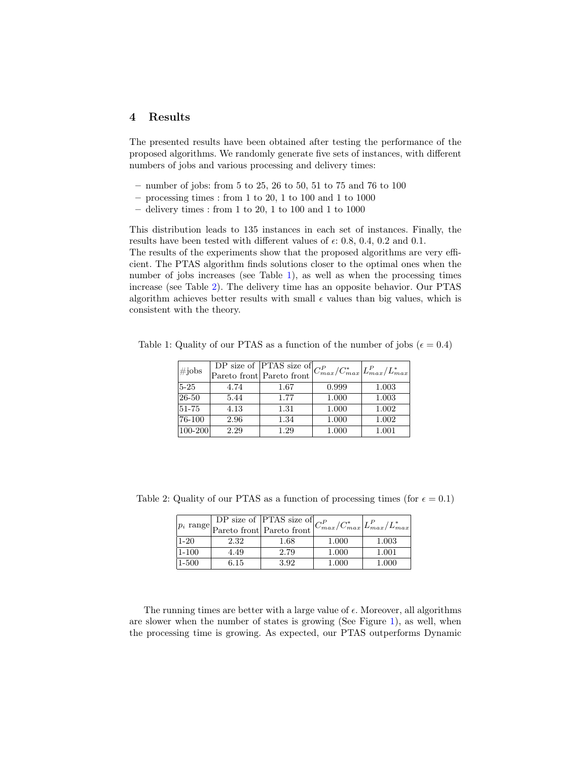## 4 Results

The presented results have been obtained after testing the performance of the proposed algorithms. We randomly generate five sets of instances, with different numbers of jobs and various processing and delivery times:

- number of jobs: from 5 to 25, 26 to 50, 51 to 75 and 76 to 100
- processing times : from 1 to 20, 1 to 100 and 1 to 1000
- delivery times : from 1 to 20, 1 to 100 and 1 to 1000

This distribution leads to 135 instances in each set of instances. Finally, the results have been tested with different values of $\epsilon$: 0.8, 0.4, 0.2 and 0.1.
The results of the experiments show that the proposed algorithms are very efficient. The PTAS algorithm finds solutions closer to the optimal ones when the number of jobs increases (see Table 1), as well as when the processing times increase (see Table 2). The delivery time has an opposite behavior. Our PTAS algorithm achieves better results with small $\epsilon$ values than big values, which is consistent with the theory.

Table 1: Quality of our PTAS as a function of the number of jobs ($\epsilon = 0.4$)

| #jobs | DP size of Pareto front | PTAS size of Pareto front | $C^P_{max}/C^*_{max}$ | $L^P_{max}/L^*_{max}$ |
|---|---|---|---|---|
| 5-25 | 4.74 | 1.67 | 0.999 | 1.003 |
| 26-50 | 5.44 | 1.77 | 1.000 | 1.003 |
| 51-75 | 4.13 | 1.31 | 1.000 | 1.002 |
| 76-100 | 2.96 | 1.34 | 1.000 | 1.002 |
| 100-200 | 2.29 | 1.29 | 1.000 | 1.001 |

Table 2: Quality of our PTAS as a function of processing times (for $\epsilon = 0.1$)

| $p_i$ range | DP size of Pareto front | PTAS size of Pareto front | $C^P_{max}/C^*_{max}$ | $L^P_{max}/L^*_{max}$ |
|---|---|---|---|---|
| 1-20 | 2.32 | 1.68 | 1.000 | 1.003 |
| 1-100 | 4.49 | 2.79 | 1.000 | 1.001 |
| 1-500 | 6.15 | 3.92 | 1.000 | 1.000 |

The running times are better with a large value of $\epsilon$. Moreover, all algorithms are slower when the number of states is growing (See Figure 1), as well, when the processing time is growing. As expected, our PTAS outperforms Dynamic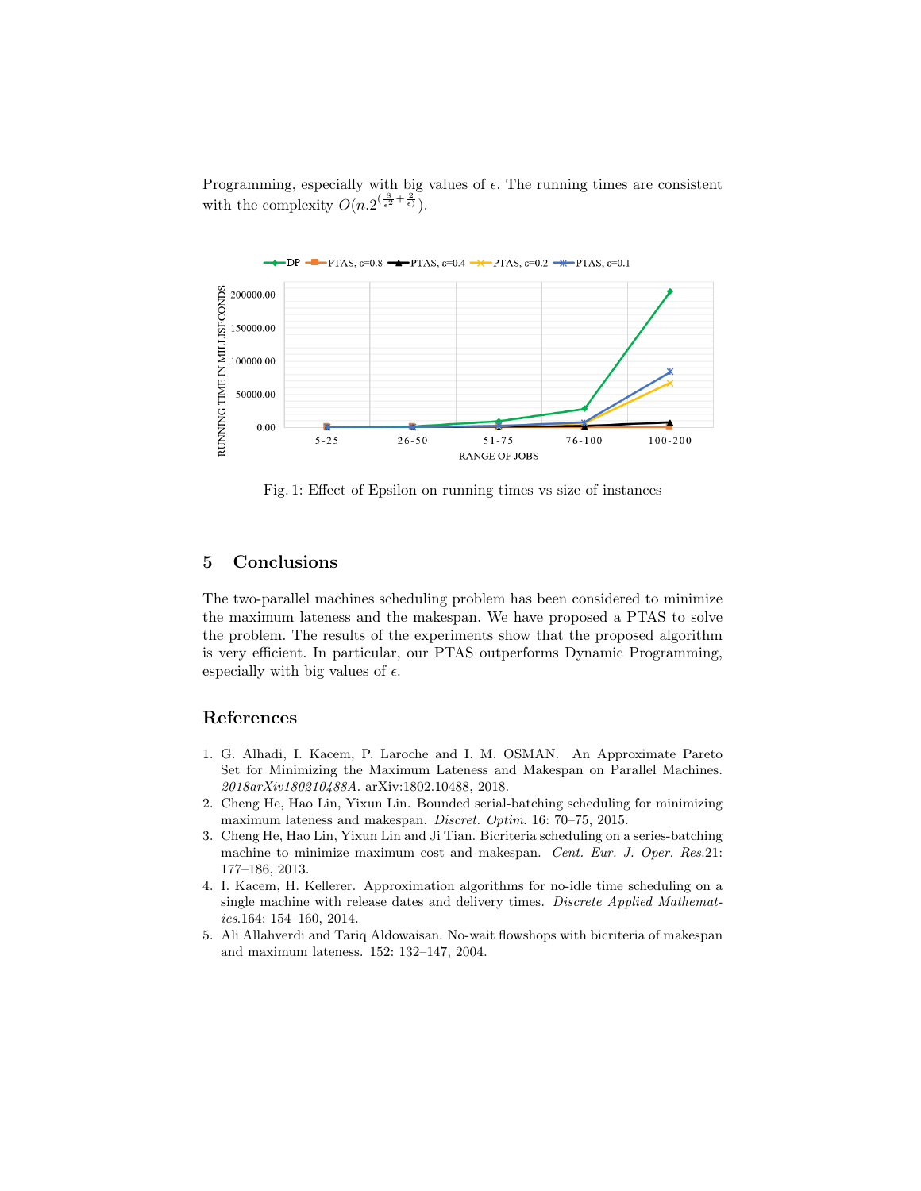Programming, especially with big values of $\epsilon$. The running times are consistent with the complexity $O(n.2^{(\frac{8}{\epsilon^2}+\frac{2}{\epsilon})})$.

DP
PTAS, ε=0.8
PTAS, ε=0.4
PTAS, ε=0.2
PTAS, ε=0.1

RUNNING TIME IN MILLISECONDS
200000.00
150000.00
100000.00
50000.00
0.00

5-25
26-50
51-75
76-100
100-200
RANGE OF JOBS

Fig. 1: Effect of Epsilon on running times vs size of instances

## 5 Conclusions

The two-parallel machines scheduling problem has been considered to minimize the maximum lateness and the makespan. We have proposed a PTAS to solve the problem. The results of the experiments show that the proposed algorithm is very efficient. In particular, our PTAS outperforms Dynamic Programming, especially with big values of $\epsilon$.

## References

1. G. Alhadi, I. Kacem, P. Laroche and I. M. OSMAN. An Approximate Pareto Set for Minimizing the Maximum Lateness and Makespan on Parallel Machines. *2018arXiv180210488A*. arXiv:1802.10488, 2018.
2. Cheng He, Hao Lin, Yixun Lin. Bounded serial-batching scheduling for minimizing maximum lateness and makespan. *Discret. Optim.* 16: 70–75, 2015.
3. Cheng He, Hao Lin, Yixun Lin and Ji Tian. Bicriteria scheduling on a series-batching machine to minimize maximum cost and makespan. *Cent. Eur. J. Oper. Res.*21: 177–186, 2013.
4. I. Kacem, H. Kellerer. Approximation algorithms for no-idle time scheduling on a single machine with release dates and delivery times. *Discrete Applied Mathematics*.164: 154–160, 2014.
5. Ali Allahverdi and Tariq Aldowaisan. No-wait flowshops with bicriteria of makespan and maximum lateness. 152: 132–147, 2004.